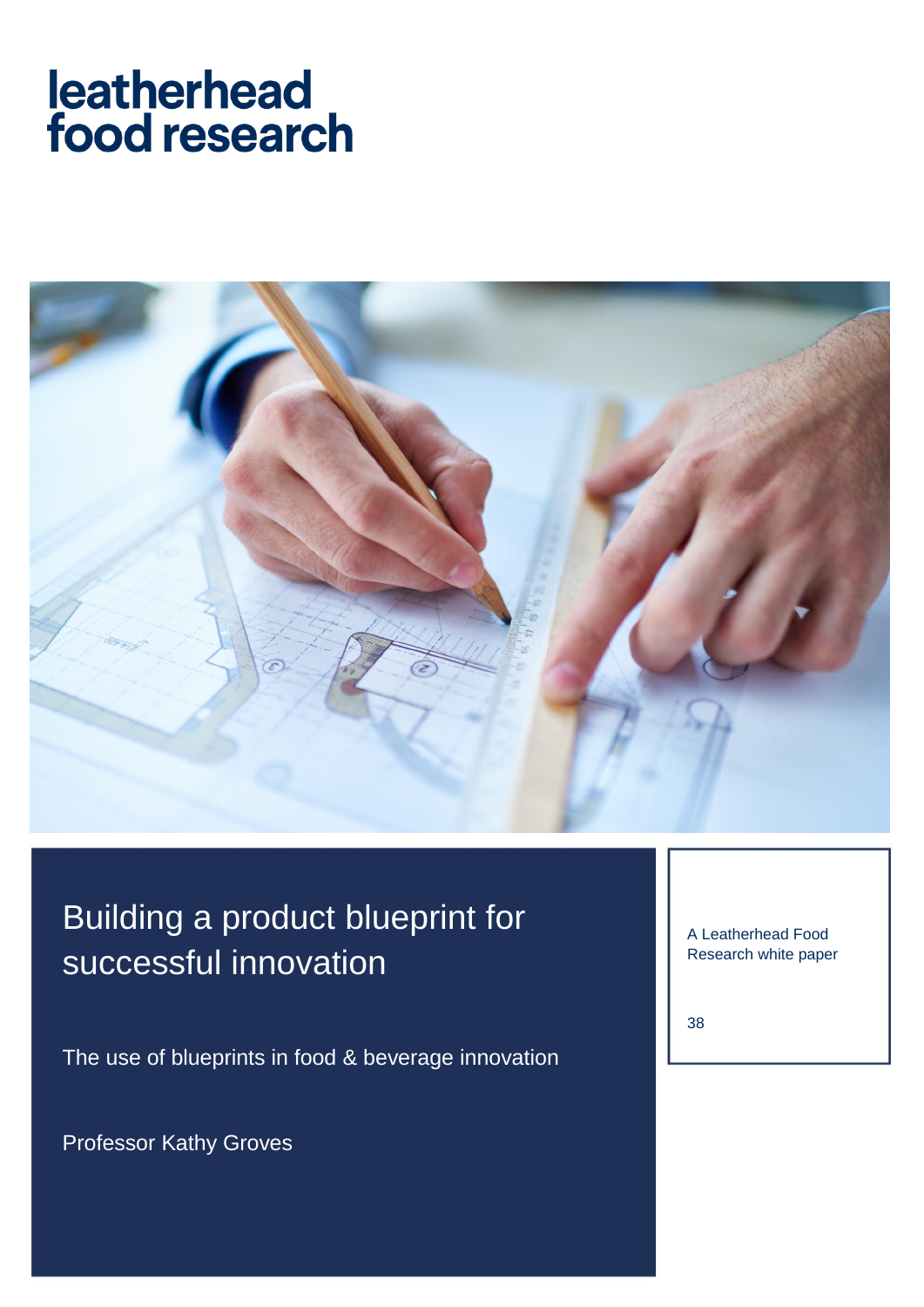leatherhead
food research

# Building a product blueprint for successful innovation

## The use of blueprints in food & beverage innovation

Professor Kathy Groves

A Leatherhead Food Research white paper

38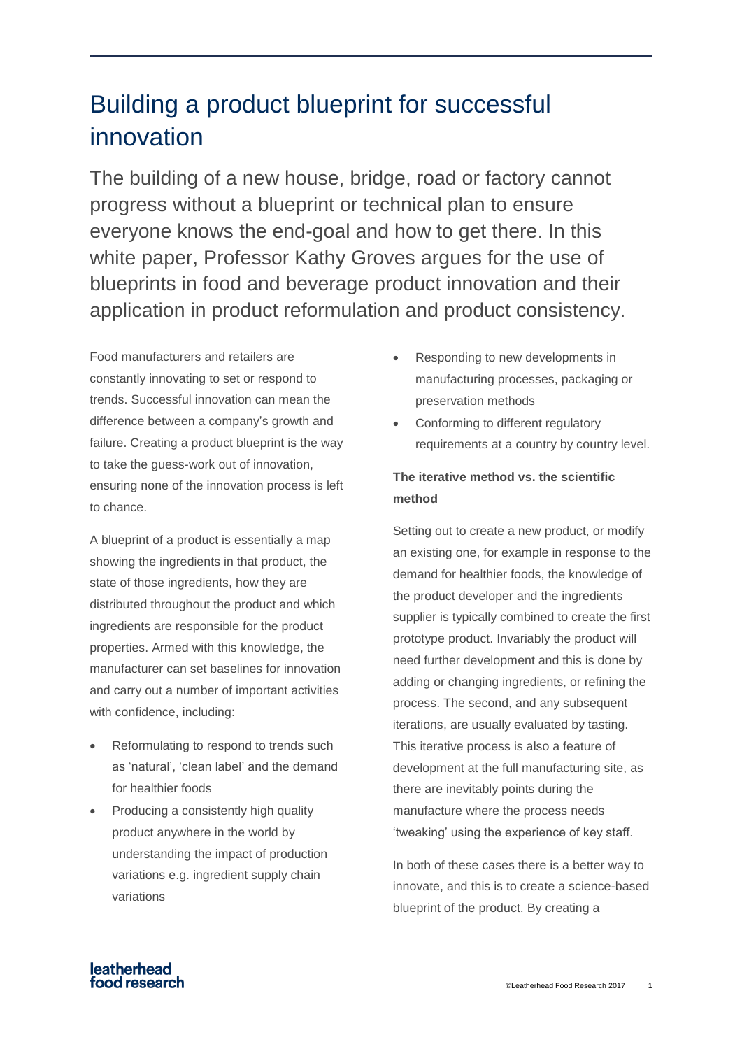# Building a product blueprint for successful innovation

The building of a new house, bridge, road or factory cannot progress without a blueprint or technical plan to ensure everyone knows the end-goal and how to get there. In this white paper, Professor Kathy Groves argues for the use of blueprints in food and beverage product innovation and their application in product reformulation and product consistency.

Food manufacturers and retailers are constantly innovating to set or respond to trends. Successful innovation can mean the difference between a company's growth and failure. Creating a product blueprint is the way to take the guess-work out of innovation, ensuring none of the innovation process is left to chance.

A blueprint of a product is essentially a map showing the ingredients in that product, the state of those ingredients, how they are distributed throughout the product and which ingredients are responsible for the product properties. Armed with this knowledge, the manufacturer can set baselines for innovation and carry out a number of important activities with confidence, including:

- Reformulating to respond to trends such as 'natural', 'clean label' and the demand for healthier foods
- Producing a consistently high quality product anywhere in the world by understanding the impact of production variations e.g. ingredient supply chain variations
- Responding to new developments in manufacturing processes, packaging or preservation methods
- Conforming to different regulatory requirements at a country by country level.

**The iterative method vs. the scientific method**

Setting out to create a new product, or modify an existing one, for example in response to the demand for healthier foods, the knowledge of the product developer and the ingredients supplier is typically combined to create the first prototype product. Invariably the product will need further development and this is done by adding or changing ingredients, or refining the process. The second, and any subsequent iterations, are usually evaluated by tasting. This iterative process is also a feature of development at the full manufacturing site, as there are inevitably points during the manufacture where the process needs 'tweaking' using the experience of key staff.

In both of these cases there is a better way to innovate, and this is to create a science-based blueprint of the product. By creating a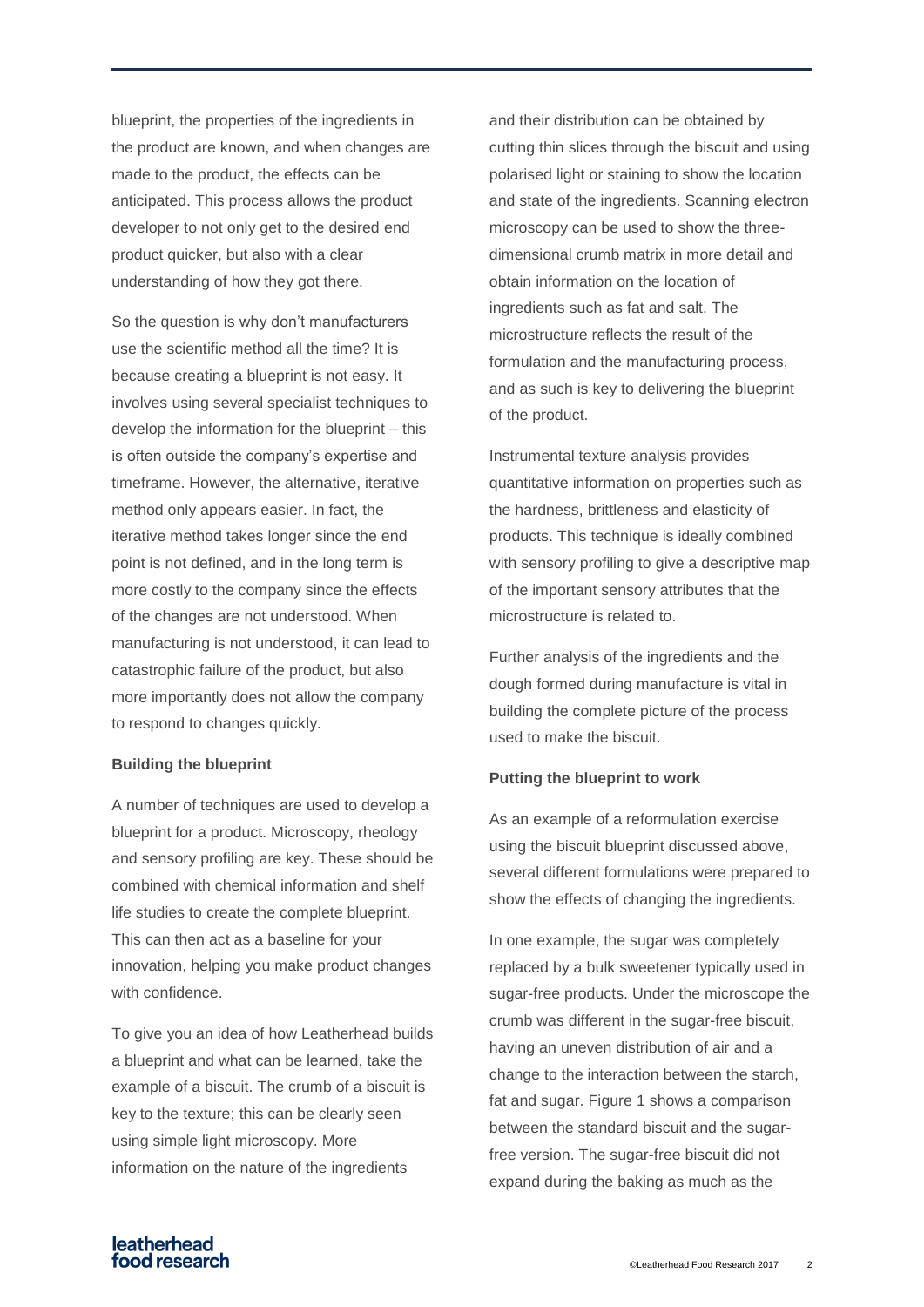blueprint, the properties of the ingredients in the product are known, and when changes are made to the product, the effects can be anticipated. This process allows the product developer to not only get to the desired end product quicker, but also with a clear understanding of how they got there.

So the question is why don't manufacturers use the scientific method all the time? It is because creating a blueprint is not easy. It involves using several specialist techniques to develop the information for the blueprint – this is often outside the company's expertise and timeframe. However, the alternative, iterative method only appears easier. In fact, the iterative method takes longer since the end point is not defined, and in the long term is more costly to the company since the effects of the changes are not understood. When manufacturing is not understood, it can lead to catastrophic failure of the product, but also more importantly does not allow the company to respond to changes quickly.

**Building the blueprint**

A number of techniques are used to develop a blueprint for a product. Microscopy, rheology and sensory profiling are key. These should be combined with chemical information and shelf life studies to create the complete blueprint. This can then act as a baseline for your innovation, helping you make product changes with confidence.

To give you an idea of how Leatherhead builds a blueprint and what can be learned, take the example of a biscuit. The crumb of a biscuit is key to the texture; this can be clearly seen using simple light microscopy. More information on the nature of the ingredients and their distribution can be obtained by cutting thin slices through the biscuit and using polarised light or staining to show the location and state of the ingredients. Scanning electron microscopy can be used to show the three-dimensional crumb matrix in more detail and obtain information on the location of ingredients such as fat and salt. The microstructure reflects the result of the formulation and the manufacturing process, and as such is key to delivering the blueprint of the product.

Instrumental texture analysis provides quantitative information on properties such as the hardness, brittleness and elasticity of products. This technique is ideally combined with sensory profiling to give a descriptive map of the important sensory attributes that the microstructure is related to.

Further analysis of the ingredients and the dough formed during manufacture is vital in building the complete picture of the process used to make the biscuit.

**Putting the blueprint to work**

As an example of a reformulation exercise using the biscuit blueprint discussed above, several different formulations were prepared to show the effects of changing the ingredients.

In one example, the sugar was completely replaced by a bulk sweetener typically used in sugar-free products. Under the microscope the crumb was different in the sugar-free biscuit, having an uneven distribution of air and a change to the interaction between the starch, fat and sugar. Figure 1 shows a comparison between the standard biscuit and the sugar-free version. The sugar-free biscuit did not expand during the baking as much as the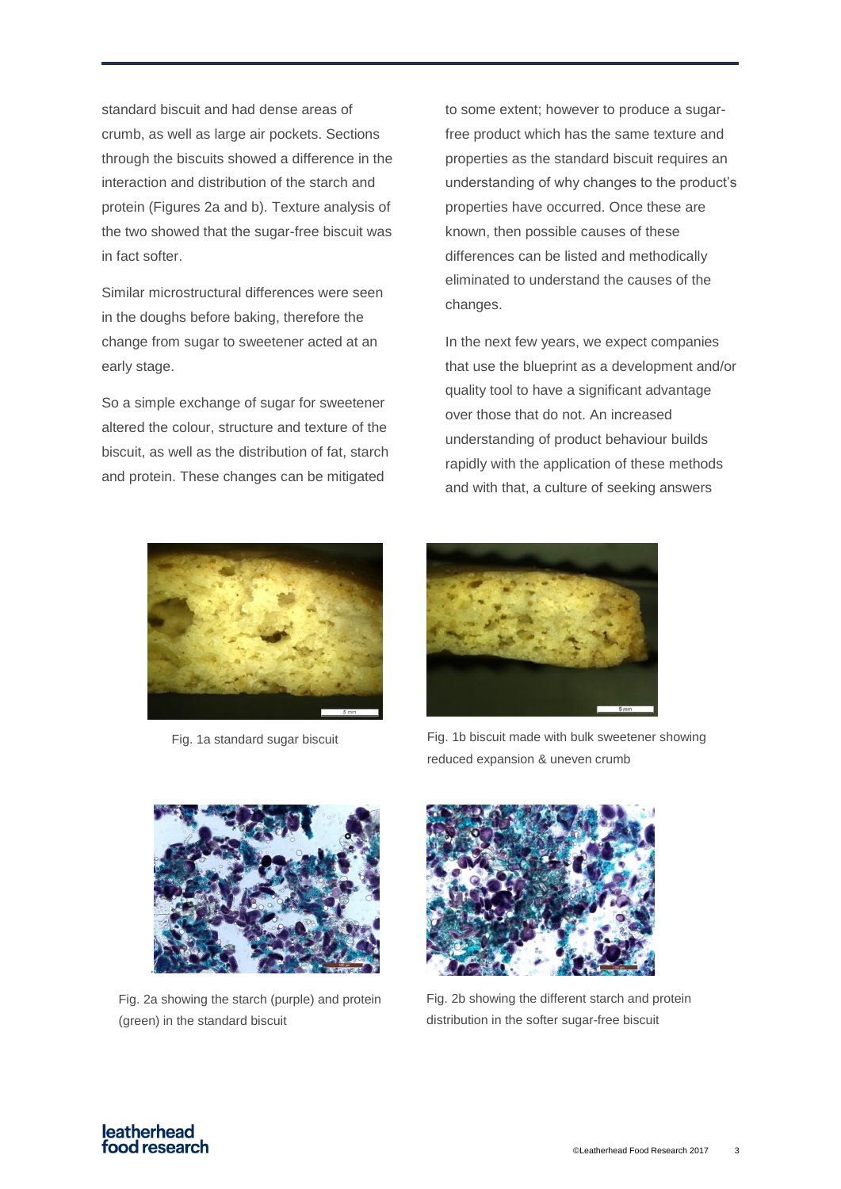standard biscuit and had dense areas of crumb, as well as large air pockets. Sections through the biscuits showed a difference in the interaction and distribution of the starch and protein (Figures 2a and b). Texture analysis of the two showed that the sugar-free biscuit was in fact softer.

Similar microstructural differences were seen in the doughs before baking, therefore the change from sugar to sweetener acted at an early stage.

So a simple exchange of sugar for sweetener altered the colour, structure and texture of the biscuit, as well as the distribution of fat, starch and protein. These changes can be mitigated to some extent; however to produce a sugar-free product which has the same texture and properties as the standard biscuit requires an understanding of why changes to the product's properties have occurred. Once these are known, then possible causes of these differences can be listed and methodically eliminated to understand the causes of the changes.

In the next few years, we expect companies that use the blueprint as a development and/or quality tool to have a significant advantage over those that do not. An increased understanding of product behaviour builds rapidly with the application of these methods and with that, a culture of seeking answers

Fig. 1a standard sugar biscuit

Fig. 1b biscuit made with bulk sweetener showing reduced expansion & uneven crumb

Fig. 2a showing the starch (purple) and protein (green) in the standard biscuit

Fig. 2b showing the different starch and protein distribution in the softer sugar-free biscuit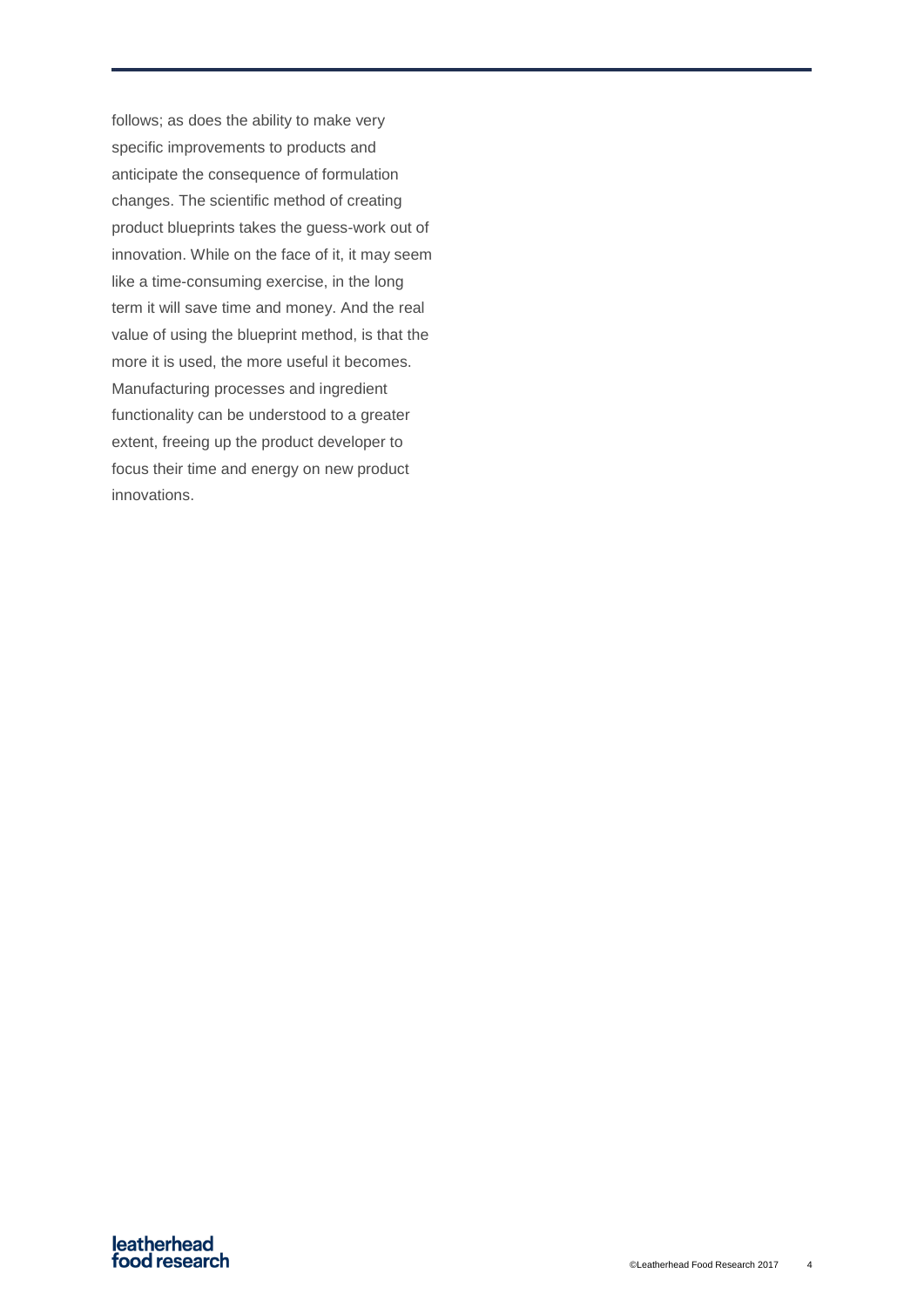follows; as does the ability to make very specific improvements to products and anticipate the consequence of formulation changes. The scientific method of creating product blueprints takes the guess-work out of innovation. While on the face of it, it may seem like a time-consuming exercise, in the long term it will save time and money. And the real value of using the blueprint method, is that the more it is used, the more useful it becomes. Manufacturing processes and ingredient functionality can be understood to a greater extent, freeing up the product developer to focus their time and energy on new product innovations.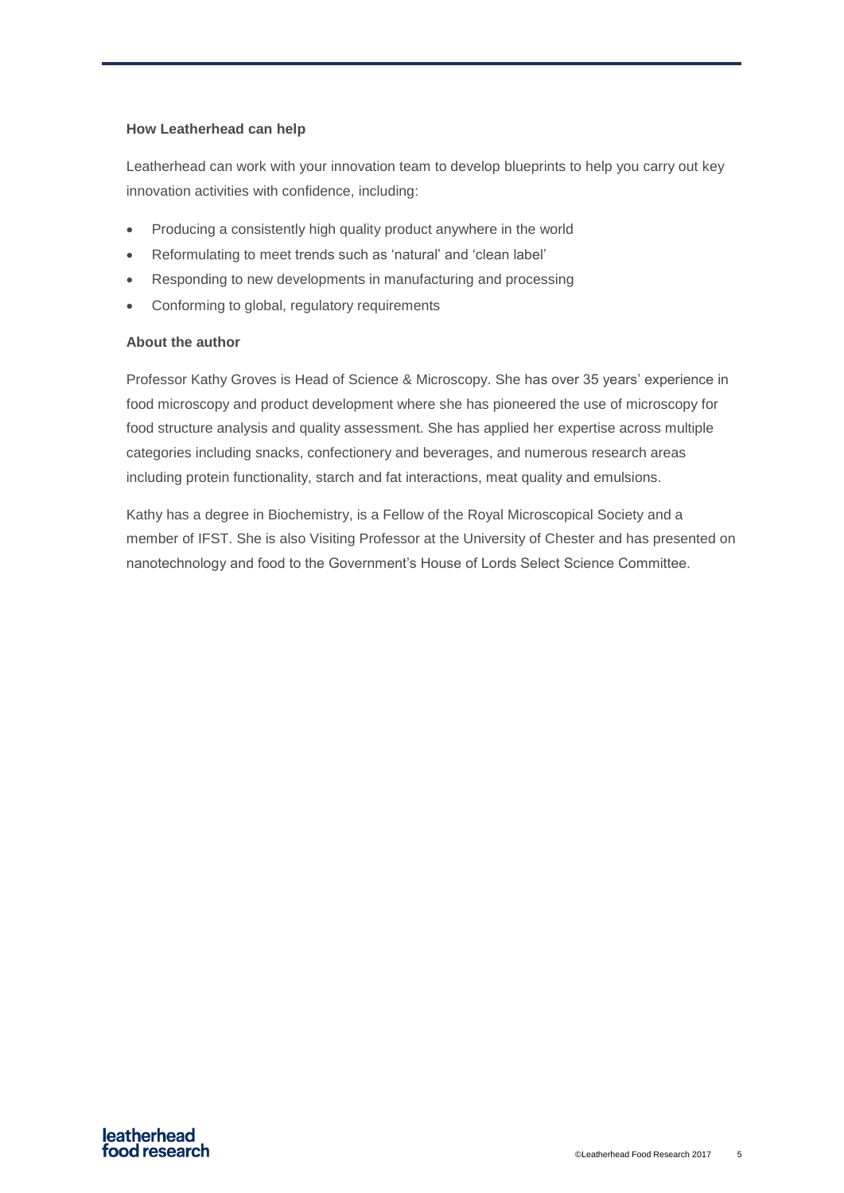### How Leatherhead can help

Leatherhead can work with your innovation team to develop blueprints to help you carry out key innovation activities with confidence, including:

- Producing a consistently high quality product anywhere in the world
- Reformulating to meet trends such as 'natural' and 'clean label'
- Responding to new developments in manufacturing and processing
- Conforming to global, regulatory requirements

### About the author

Professor Kathy Groves is Head of Science & Microscopy. She has over 35 years' experience in food microscopy and product development where she has pioneered the use of microscopy for food structure analysis and quality assessment. She has applied her expertise across multiple categories including snacks, confectionery and beverages, and numerous research areas including protein functionality, starch and fat interactions, meat quality and emulsions.

Kathy has a degree in Biochemistry, is a Fellow of the Royal Microscopical Society and a member of IFST. She is also Visiting Professor at the University of Chester and has presented on nanotechnology and food to the Government's House of Lords Select Science Committee.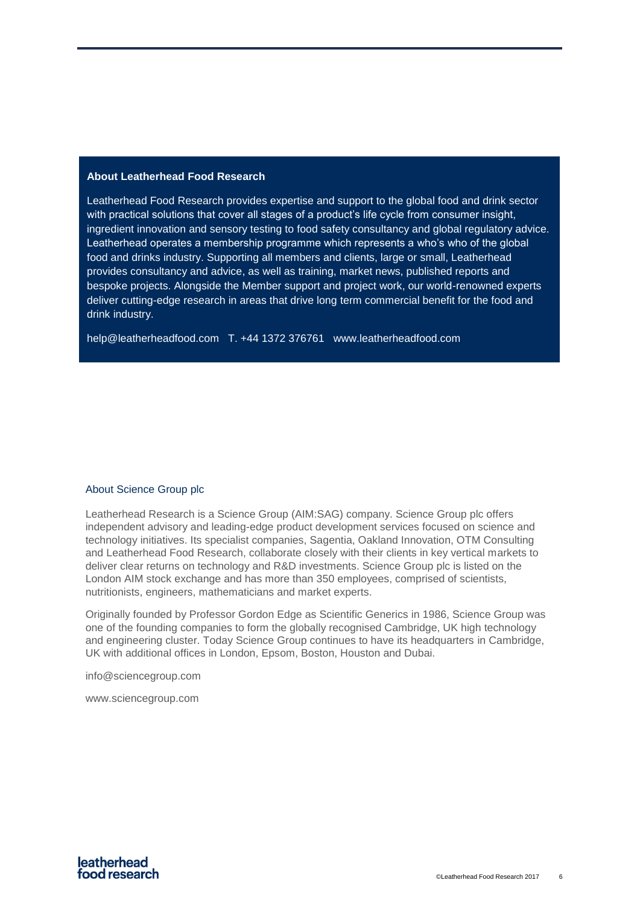## About Leatherhead Food Research

Leatherhead Food Research provides expertise and support to the global food and drink sector with practical solutions that cover all stages of a product's life cycle from consumer insight, ingredient innovation and sensory testing to food safety consultancy and global regulatory advice. Leatherhead operates a membership programme which represents a who's who of the global food and drinks industry. Supporting all members and clients, large or small, Leatherhead provides consultancy and advice, as well as training, market news, published reports and bespoke projects. Alongside the Member support and project work, our world-renowned experts deliver cutting-edge research in areas that drive long term commercial benefit for the food and drink industry.

help@leatherheadfood.com T. +44 1372 376761 www.leatherheadfood.com

## About Science Group plc

Leatherhead Research is a Science Group (AIM:SAG) company. Science Group plc offers independent advisory and leading-edge product development services focused on science and technology initiatives. Its specialist companies, Sagentia, Oakland Innovation, OTM Consulting and Leatherhead Food Research, collaborate closely with their clients in key vertical markets to deliver clear returns on technology and R&D investments. Science Group plc is listed on the London AIM stock exchange and has more than 350 employees, comprised of scientists, nutritionists, engineers, mathematicians and market experts.

Originally founded by Professor Gordon Edge as Scientific Generics in 1986, Science Group was one of the founding companies to form the globally recognised Cambridge, UK high technology and engineering cluster. Today Science Group continues to have its headquarters in Cambridge, UK with additional offices in London, Epsom, Boston, Houston and Dubai.

info@sciencegroup.com

www.sciencegroup.com

leatherhead food research

©Leatherhead Food Research 2017